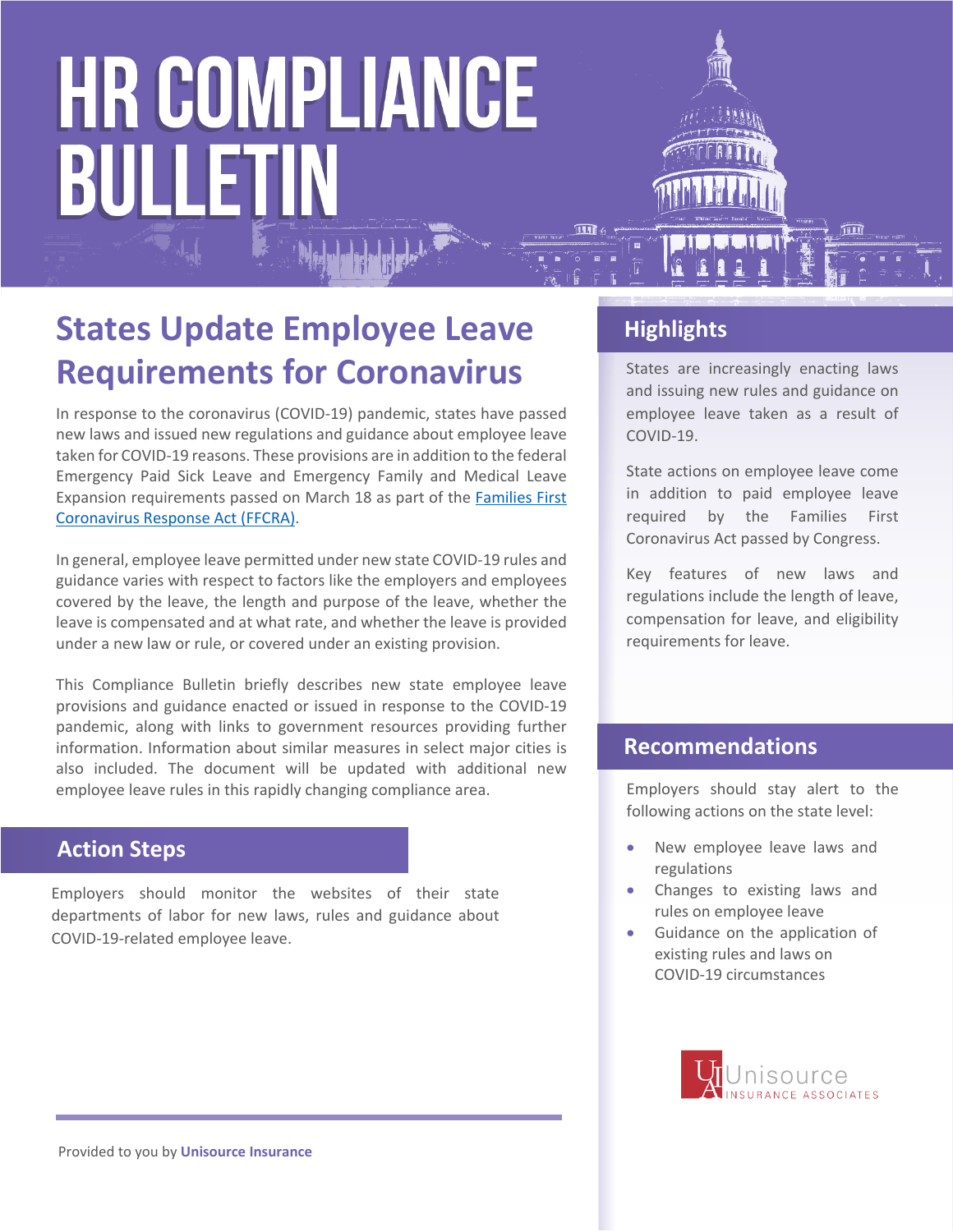# HR COMPLIANCE BULLETIN

## States Update Employee Leave Requirements for Coronavirus

In response to the coronavirus (COVID-19) pandemic, states have passed new laws and issued new regulations and guidance about employee leave taken for COVID-19 reasons. These provisions are in addition to the federal Emergency Paid Sick Leave and Emergency Family and Medical Leave Expansion requirements passed on March 18 as part of the Families First Coronavirus Response Act (FFCRA).

In general, employee leave permitted under new state COVID-19 rules and guidance varies with respect to factors like the employers and employees covered by the leave, the length and purpose of the leave, whether the leave is compensated and at what rate, and whether the leave is provided under a new law or rule, or covered under an existing provision.

This Compliance Bulletin briefly describes new state employee leave provisions and guidance enacted or issued in response to the COVID-19 pandemic, along with links to government resources providing further information. Information about similar measures in select major cities is also included. The document will be updated with additional new employee leave rules in this rapidly changing compliance area.

### Action Steps

Employers should monitor the websites of their state departments of labor for new laws, rules and guidance about COVID-19-related employee leave.

### Highlights

States are increasingly enacting laws and issuing new rules and guidance on employee leave taken as a result of COVID-19.

State actions on employee leave come in addition to paid employee leave required by the Families First Coronavirus Act passed by Congress.

Key features of new laws and regulations include the length of leave, compensation for leave, and eligibility requirements for leave.

### Recommendations

Employers should stay alert to the following actions on the state level:

- New employee leave laws and regulations
- Changes to existing laws and rules on employee leave
- Guidance on the application of existing rules and laws on COVID-19 circumstances

Unisource INSURANCE ASSOCIATES

Provided to you by **Unisource Insurance**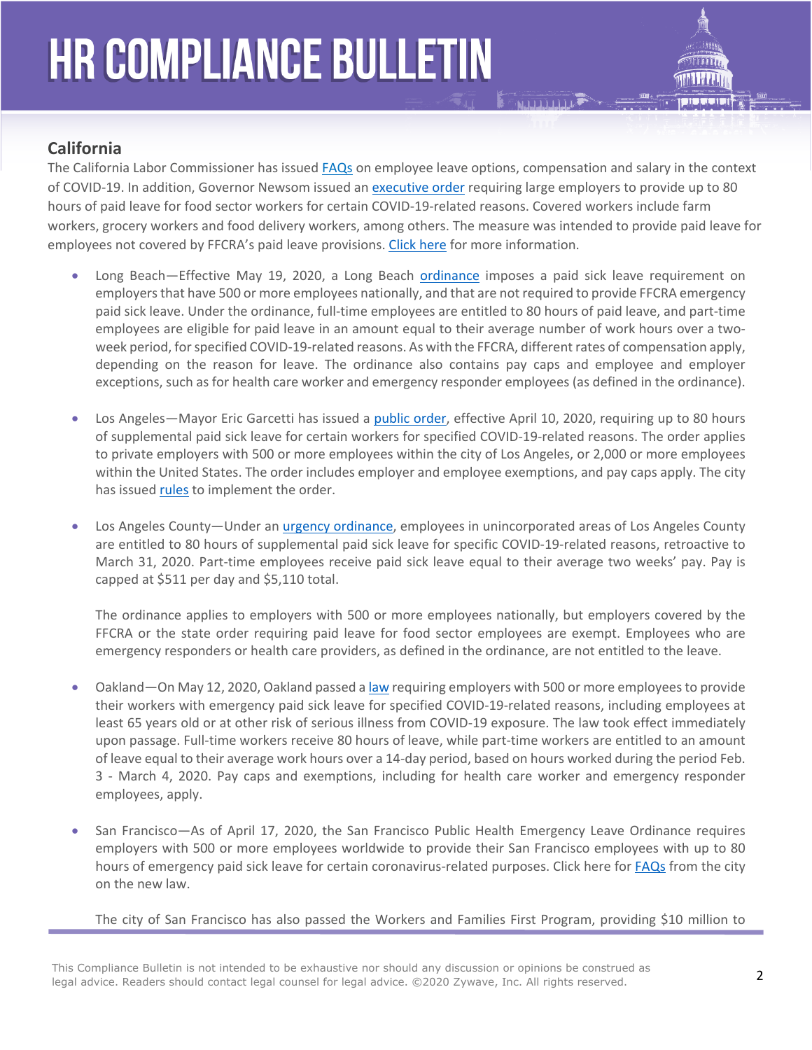## California

The California Labor Commissioner has issued FAQs on employee leave options, compensation and salary in the context of COVID-19. In addition, Governor Newsom issued an executive order requiring large employers to provide up to 80 hours of paid leave for food sector workers for certain COVID-19-related reasons. Covered workers include farm workers, grocery workers and food delivery workers, among others. The measure was intended to provide paid leave for employees not covered by FFCRA's paid leave provisions. Click here for more information.

- Long Beach—Effective May 19, 2020, a Long Beach ordinance imposes a paid sick leave requirement on employers that have 500 or more employees nationally, and that are not required to provide FFCRA emergency paid sick leave. Under the ordinance, full-time employees are entitled to 80 hours of paid leave, and part-time employees are eligible for paid leave in an amount equal to their average number of work hours over a two-week period, for specified COVID-19-related reasons. As with the FFCRA, different rates of compensation apply, depending on the reason for leave. The ordinance also contains pay caps and employee and employer exceptions, such as for health care worker and emergency responder employees (as defined in the ordinance).

- Los Angeles—Mayor Eric Garcetti has issued a public order, effective April 10, 2020, requiring up to 80 hours of supplemental paid sick leave for certain workers for specified COVID-19-related reasons. The order applies to private employers with 500 or more employees within the city of Los Angeles, or 2,000 or more employees within the United States. The order includes employer and employee exemptions, and pay caps apply. The city has issued rules to implement the order.

- Los Angeles County—Under an urgency ordinance, employees in unincorporated areas of Los Angeles County are entitled to 80 hours of supplemental paid sick leave for specific COVID-19-related reasons, retroactive to March 31, 2020. Part-time employees receive paid sick leave equal to their average two weeks' pay. Pay is capped at $511 per day and $5,110 total.

  The ordinance applies to employers with 500 or more employees nationally, but employers covered by the FFCRA or the state order requiring paid leave for food sector employees are exempt. Employees who are emergency responders or health care providers, as defined in the ordinance, are not entitled to the leave.

- Oakland—On May 12, 2020, Oakland passed a law requiring employers with 500 or more employees to provide their workers with emergency paid sick leave for specified COVID-19-related reasons, including employees at least 65 years old or at other risk of serious illness from COVID-19 exposure. The law took effect immediately upon passage. Full-time workers receive 80 hours of leave, while part-time workers are entitled to an amount of leave equal to their average work hours over a 14-day period, based on hours worked during the period Feb. 3 - March 4, 2020. Pay caps and exemptions, including for health care worker and emergency responder employees, apply.

- San Francisco—As of April 17, 2020, the San Francisco Public Health Emergency Leave Ordinance requires employers with 500 or more employees worldwide to provide their San Francisco employees with up to 80 hours of emergency paid sick leave for certain coronavirus-related purposes. Click here for FAQs from the city on the new law.

  The city of San Francisco has also passed the Workers and Families First Program, providing $10 million to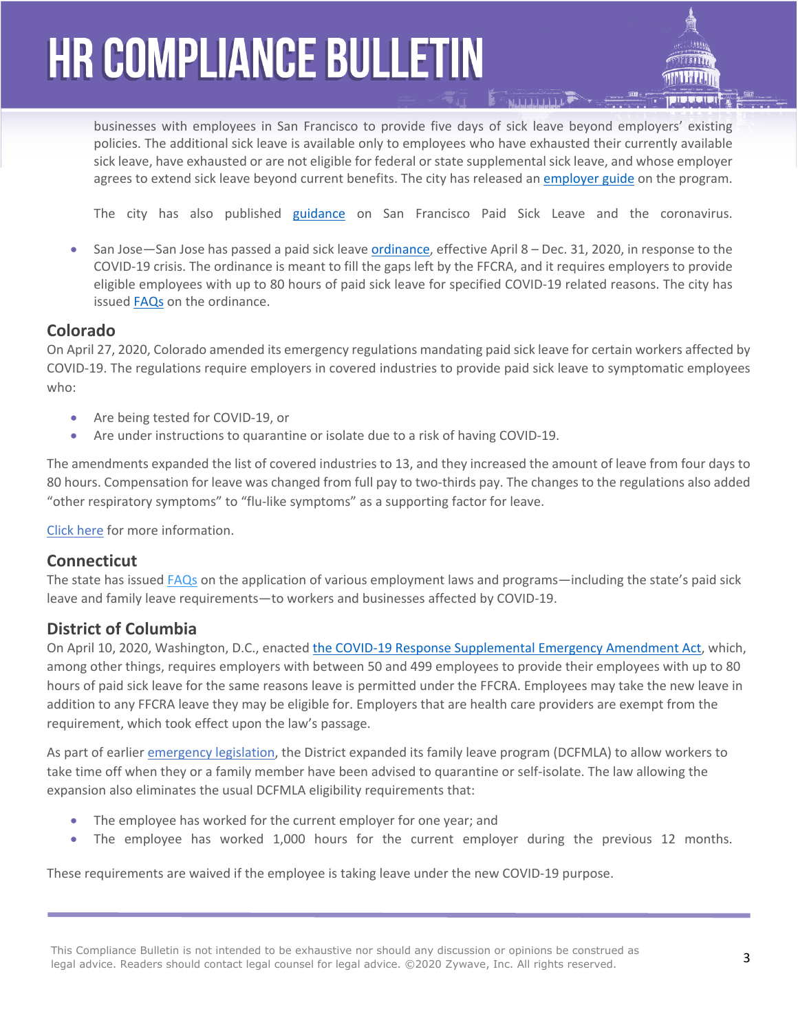businesses with employees in San Francisco to provide five days of sick leave beyond employers' existing policies. The additional sick leave is available only to employees who have exhausted their currently available sick leave, have exhausted or are not eligible for federal or state supplemental sick leave, and whose employer agrees to extend sick leave beyond current benefits. The city has released an employer guide on the program.

The city has also published guidance on San Francisco Paid Sick Leave and the coronavirus.

- San Jose—San Jose has passed a paid sick leave ordinance, effective April 8 – Dec. 31, 2020, in response to the COVID-19 crisis. The ordinance is meant to fill the gaps left by the FFCRA, and it requires employers to provide eligible employees with up to 80 hours of paid sick leave for specified COVID-19 related reasons. The city has issued FAQs on the ordinance.

## Colorado

On April 27, 2020, Colorado amended its emergency regulations mandating paid sick leave for certain workers affected by COVID-19. The regulations require employers in covered industries to provide paid sick leave to symptomatic employees who:

- Are being tested for COVID-19, or
- Are under instructions to quarantine or isolate due to a risk of having COVID-19.

The amendments expanded the list of covered industries to 13, and they increased the amount of leave from four days to 80 hours. Compensation for leave was changed from full pay to two-thirds pay. The changes to the regulations also added "other respiratory symptoms" to "flu-like symptoms" as a supporting factor for leave.

Click here for more information.

## Connecticut

The state has issued FAQs on the application of various employment laws and programs—including the state's paid sick leave and family leave requirements—to workers and businesses affected by COVID-19.

## District of Columbia

On April 10, 2020, Washington, D.C., enacted the COVID-19 Response Supplemental Emergency Amendment Act, which, among other things, requires employers with between 50 and 499 employees to provide their employees with up to 80 hours of paid sick leave for the same reasons leave is permitted under the FFCRA. Employees may take the new leave in addition to any FFCRA leave they may be eligible for. Employers that are health care providers are exempt from the requirement, which took effect upon the law's passage.

As part of earlier emergency legislation, the District expanded its family leave program (DCFMLA) to allow workers to take time off when they or a family member have been advised to quarantine or self-isolate. The law allowing the expansion also eliminates the usual DCFMLA eligibility requirements that:

- The employee has worked for the current employer for one year; and
- The employee has worked 1,000 hours for the current employer during the previous 12 months.

These requirements are waived if the employee is taking leave under the new COVID-19 purpose.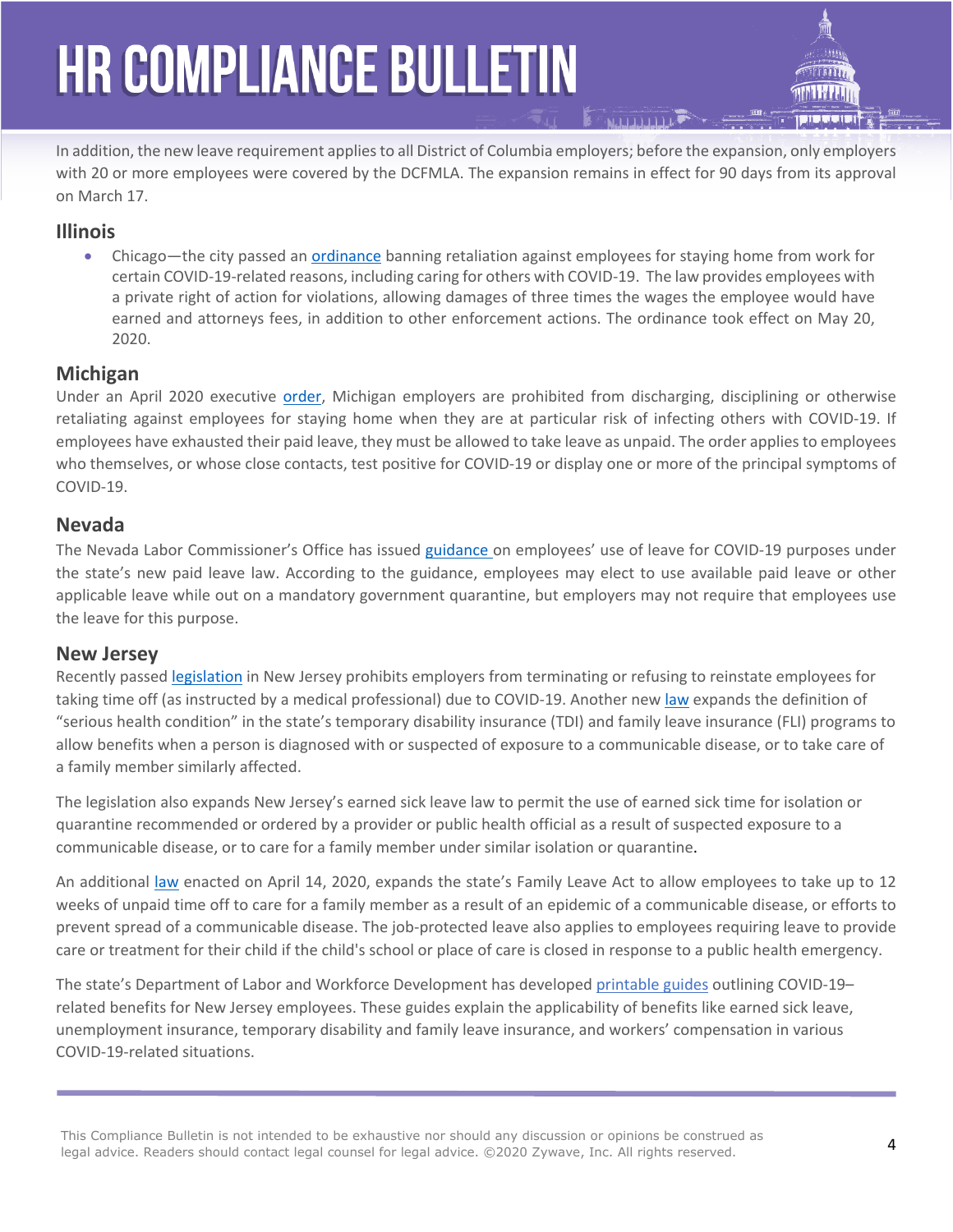In addition, the new leave requirement applies to all District of Columbia employers; before the expansion, only employers with 20 or more employees were covered by the DCFMLA. The expansion remains in effect for 90 days from its approval on March 17.

## Illinois

- Chicago—the city passed an ordinance banning retaliation against employees for staying home from work for certain COVID-19-related reasons, including caring for others with COVID-19. The law provides employees with a private right of action for violations, allowing damages of three times the wages the employee would have earned and attorneys fees, in addition to other enforcement actions. The ordinance took effect on May 20, 2020.

## Michigan

Under an April 2020 executive order, Michigan employers are prohibited from discharging, disciplining or otherwise retaliating against employees for staying home when they are at particular risk of infecting others with COVID-19. If employees have exhausted their paid leave, they must be allowed to take leave as unpaid. The order applies to employees who themselves, or whose close contacts, test positive for COVID-19 or display one or more of the principal symptoms of COVID-19.

## Nevada

The Nevada Labor Commissioner's Office has issued guidance on employees' use of leave for COVID-19 purposes under the state's new paid leave law. According to the guidance, employees may elect to use available paid leave or other applicable leave while out on a mandatory government quarantine, but employers may not require that employees use the leave for this purpose.

## New Jersey

Recently passed legislation in New Jersey prohibits employers from terminating or refusing to reinstate employees for taking time off (as instructed by a medical professional) due to COVID-19. Another new law expands the definition of "serious health condition" in the state's temporary disability insurance (TDI) and family leave insurance (FLI) programs to allow benefits when a person is diagnosed with or suspected of exposure to a communicable disease, or to take care of a family member similarly affected.

The legislation also expands New Jersey's earned sick leave law to permit the use of earned sick time for isolation or quarantine recommended or ordered by a provider or public health official as a result of suspected exposure to a communicable disease, or to care for a family member under similar isolation or quarantine.

An additional law enacted on April 14, 2020, expands the state's Family Leave Act to allow employees to take up to 12 weeks of unpaid time off to care for a family member as a result of an epidemic of a communicable disease, or efforts to prevent spread of a communicable disease. The job-protected leave also applies to employees requiring leave to provide care or treatment for their child if the child's school or place of care is closed in response to a public health emergency.

The state's Department of Labor and Workforce Development has developed printable guides outlining COVID-19–related benefits for New Jersey employees. These guides explain the applicability of benefits like earned sick leave, unemployment insurance, temporary disability and family leave insurance, and workers' compensation in various COVID-19-related situations.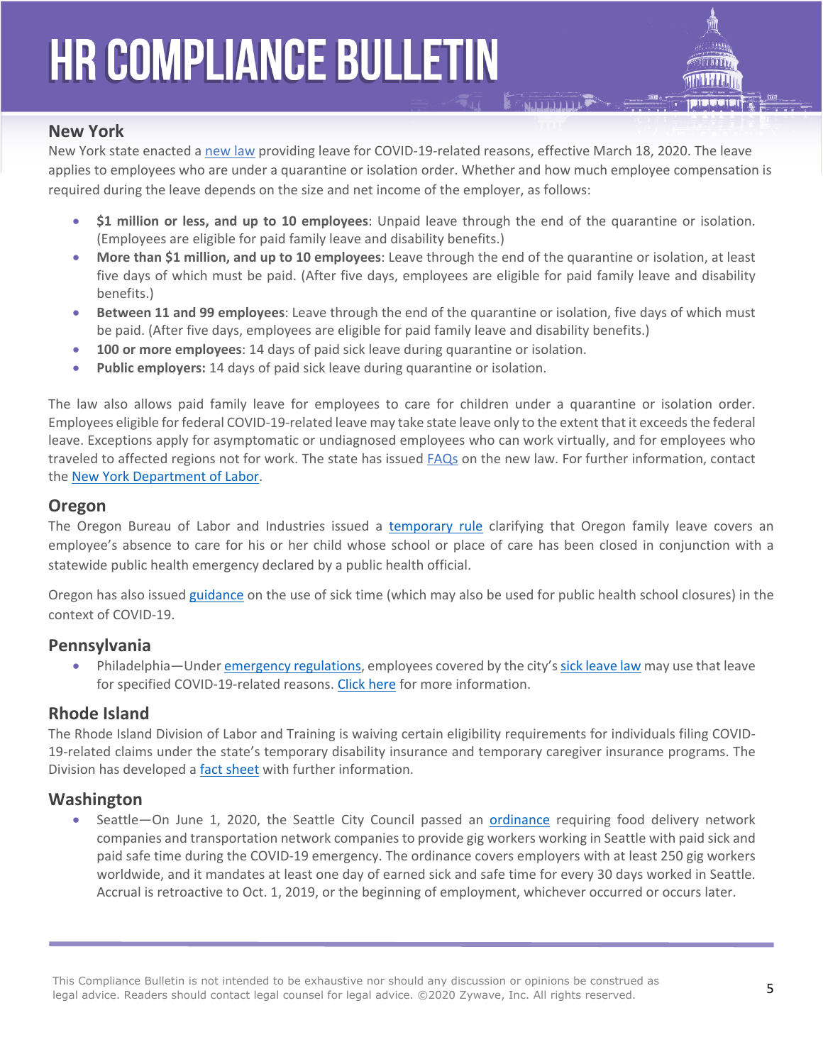## New York

New York state enacted a new law providing leave for COVID-19-related reasons, effective March 18, 2020. The leave applies to employees who are under a quarantine or isolation order. Whether and how much employee compensation is required during the leave depends on the size and net income of the employer, as follows:

- **$1 million or less, and up to 10 employees**: Unpaid leave through the end of the quarantine or isolation. (Employees are eligible for paid family leave and disability benefits.)
- **More than $1 million, and up to 10 employees**: Leave through the end of the quarantine or isolation, at least five days of which must be paid. (After five days, employees are eligible for paid family leave and disability benefits.)
- **Between 11 and 99 employees**: Leave through the end of the quarantine or isolation, five days of which must be paid. (After five days, employees are eligible for paid family leave and disability benefits.)
- **100 or more employees**: 14 days of paid sick leave during quarantine or isolation.
- **Public employers:** 14 days of paid sick leave during quarantine or isolation.

The law also allows paid family leave for employees to care for children under a quarantine or isolation order. Employees eligible for federal COVID-19-related leave may take state leave only to the extent that it exceeds the federal leave. Exceptions apply for asymptomatic or undiagnosed employees who can work virtually, and for employees who traveled to affected regions not for work. The state has issued FAQs on the new law. For further information, contact the New York Department of Labor.

## Oregon

The Oregon Bureau of Labor and Industries issued a temporary rule clarifying that Oregon family leave covers an employee's absence to care for his or her child whose school or place of care has been closed in conjunction with a statewide public health emergency declared by a public health official.

Oregon has also issued guidance on the use of sick time (which may also be used for public health school closures) in the context of COVID-19.

## Pennsylvania

- Philadelphia—Under emergency regulations, employees covered by the city's sick leave law may use that leave for specified COVID-19-related reasons. Click here for more information.

## Rhode Island

The Rhode Island Division of Labor and Training is waiving certain eligibility requirements for individuals filing COVID-19-related claims under the state's temporary disability insurance and temporary caregiver insurance programs. The Division has developed a fact sheet with further information.

## Washington

- Seattle—On June 1, 2020, the Seattle City Council passed an ordinance requiring food delivery network companies and transportation network companies to provide gig workers working in Seattle with paid sick and paid safe time during the COVID-19 emergency. The ordinance covers employers with at least 250 gig workers worldwide, and it mandates at least one day of earned sick and safe time for every 30 days worked in Seattle. Accrual is retroactive to Oct. 1, 2019, or the beginning of employment, whichever occurred or occurs later.

This Compliance Bulletin is not intended to be exhaustive nor should any discussion or opinions be construed as legal advice. Readers should contact legal counsel for legal advice. ©2020 Zywave, Inc. All rights reserved.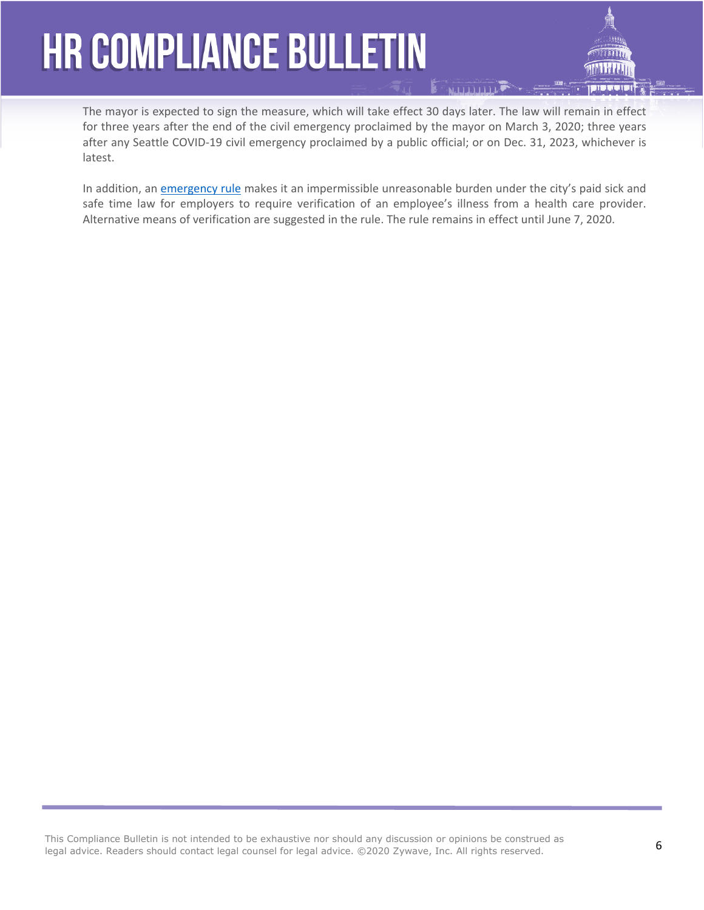The mayor is expected to sign the measure, which will take effect 30 days later. The law will remain in effect for three years after the end of the civil emergency proclaimed by the mayor on March 3, 2020; three years after any Seattle COVID-19 civil emergency proclaimed by a public official; or on Dec. 31, 2023, whichever is latest.

In addition, an emergency rule makes it an impermissible unreasonable burden under the city's paid sick and safe time law for employers to require verification of an employee's illness from a health care provider. Alternative means of verification are suggested in the rule. The rule remains in effect until June 7, 2020.